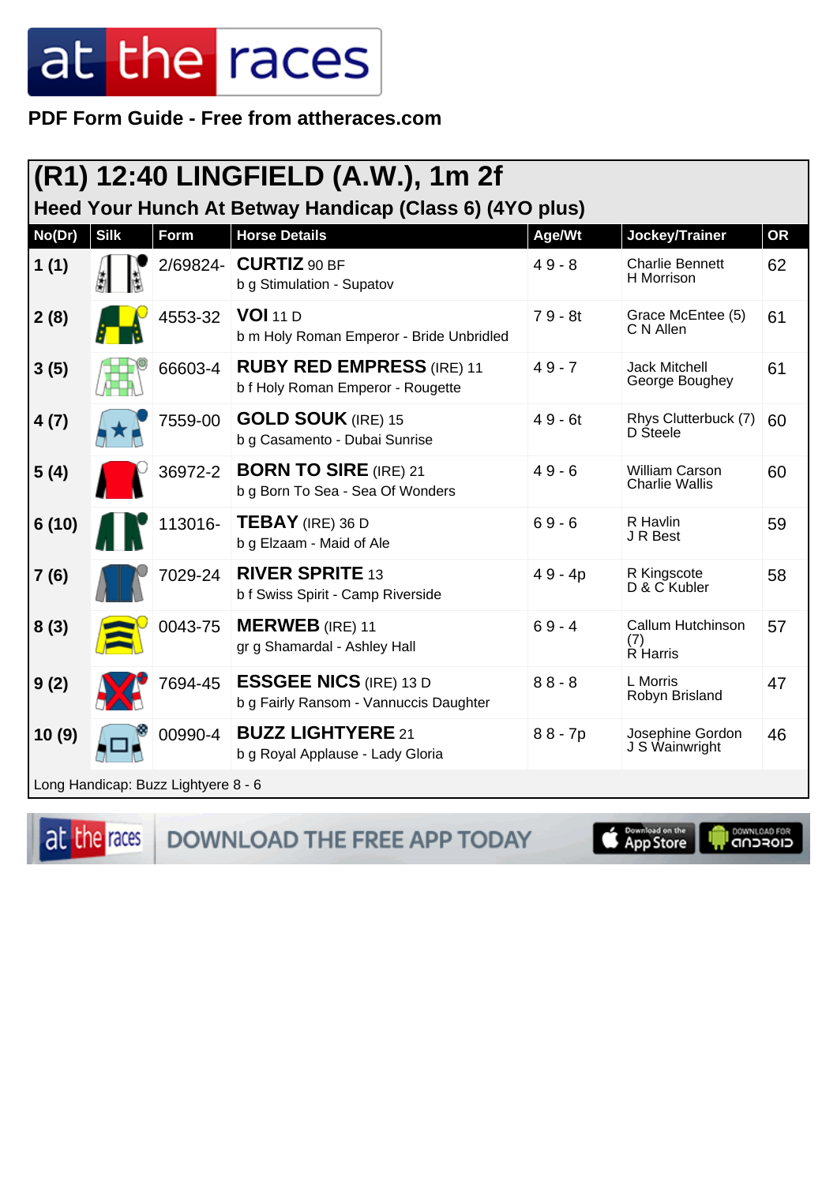PDF Form Guide - Free from attheraces.com

## (R1) 12:40 LINGFIELD (A.W.), 1m 2f

### Heed Your Hunch At Betway Handicap (Class 6) (4YO plus)

| No(Dr) | Silk | Form | Horse Details | Age/Wt | Jockey/Trainer | OR |
|---|---|---|---|---|---|---|
| 1 (1) | | 2/69824- | **CURTIZ** 90 BF<br>b g Stimulation - Supatov | 4 9 - 8 | Charlie Bennett<br>H Morrison | 62 |
| 2 (8) | | 4553-32 | **VOI** 11 D<br>b m Holy Roman Emperor - Bride Unbridled | 7 9 - 8t | Grace McEntee (5)<br>C N Allen | 61 |
| 3 (5) | | 66603-4 | **RUBY RED EMPRESS** (IRE) 11<br>b f Holy Roman Emperor - Rougette | 4 9 - 7 | Jack Mitchell<br>George Boughey | 61 |
| 4 (7) | | 7559-00 | **GOLD SOUK** (IRE) 15<br>b g Casamento - Dubai Sunrise | 4 9 - 6t | Rhys Clutterbuck (7)<br>D Steele | 60 |
| 5 (4) | | 36972-2 | **BORN TO SIRE** (IRE) 21<br>b g Born To Sea - Sea Of Wonders | 4 9 - 6 | William Carson<br>Charlie Wallis | 60 |
| 6 (10) | | 113016- | **TEBAY** (IRE) 36 D<br>b g Elzaam - Maid of Ale | 6 9 - 6 | R Havlin<br>J R Best | 59 |
| 7 (6) | | 7029-24 | **RIVER SPRITE** 13<br>b f Swiss Spirit - Camp Riverside | 4 9 - 4p | R Kingscote<br>D & C Kubler | 58 |
| 8 (3) | | 0043-75 | **MERWEB** (IRE) 11<br>gr g Shamardal - Ashley Hall | 6 9 - 4 | Callum Hutchinson (7)<br>R Harris | 57 |
| 9 (2) | | 7694-45 | **ESSGEE NICS** (IRE) 13 D<br>b g Fairly Ransom - Vannuccis Daughter | 8 8 - 8 | L Morris<br>Robyn Brisland | 47 |
| 10 (9) | | 00990-4 | **BUZZ LIGHTYERE** 21<br>b g Royal Applause - Lady Gloria | 8 8 - 7p | Josephine Gordon<br>J S Wainwright | 46 |

Long Handicap: Buzz Lightyere 8 - 6

DOWNLOAD THE FREE APP TODAY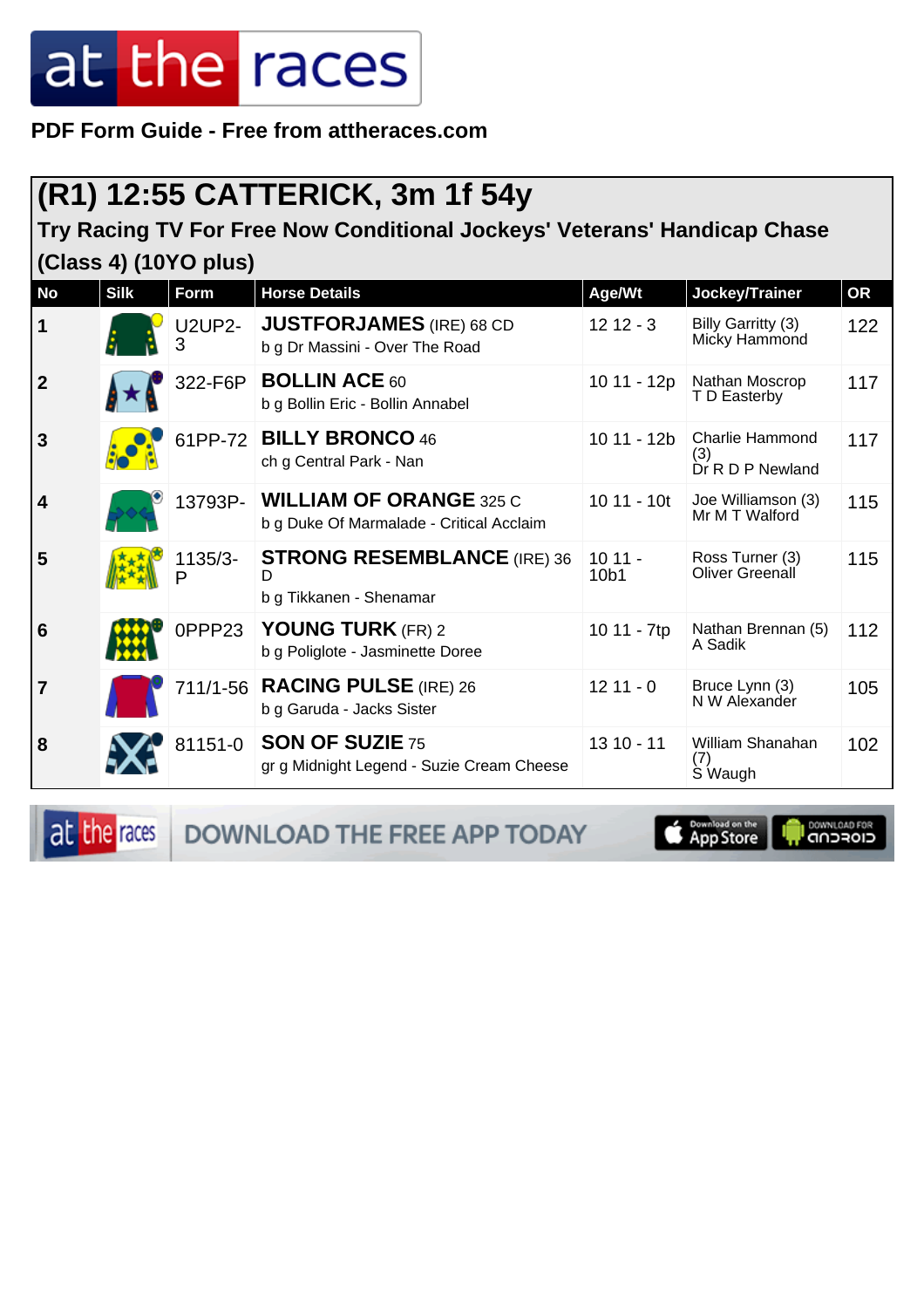# at the races

**PDF Form Guide - Free from attheraces.com**

## (R1) 12:55 CATTERICK, 3m 1f 54y

### Try Racing TV For Free Now Conditional Jockeys' Veterans' Handicap Chase (Class 4) (10YO plus)

| No | Silk | Form | Horse Details | Age/Wt | Jockey/Trainer | OR |
|---|---|---|---|---|---|---|
| 1 | | U2UP2-3 | **JUSTFORJAMES** (IRE) 68 CD<br>b g Dr Massini - Over The Road | 12 12 - 3 | Billy Garritty (3)<br>Micky Hammond | 122 |
| 2 | | 322-F6P | **BOLLIN ACE** 60<br>b g Bollin Eric - Bollin Annabel | 10 11 - 12p | Nathan Moscrop<br>T D Easterby | 117 |
| 3 | | 61PP-72 | **BILLY BRONCO** 46<br>ch g Central Park - Nan | 10 11 - 12b | Charlie Hammond (3)<br>Dr R D P Newland | 117 |
| 4 | | 13793P- | **WILLIAM OF ORANGE** 325 C<br>b g Duke Of Marmalade - Critical Acclaim | 10 11 - 10t | Joe Williamson (3)<br>Mr M T Walford | 115 |
| 5 | | 1135/3-P | **STRONG RESEMBLANCE** (IRE) 36 D<br>b g Tikkanen - Shenamar | 10 11 - 10b1 | Ross Turner (3)<br>Oliver Greenall | 115 |
| 6 | | 0PPP23 | **YOUNG TURK** (FR) 2<br>b g Poliglote - Jasminette Doree | 10 11 - 7tp | Nathan Brennan (5)<br>A Sadik | 112 |
| 7 | | 711/1-56 | **RACING PULSE** (IRE) 26<br>b g Garuda - Jacks Sister | 12 11 - 0 | Bruce Lynn (3)<br>N W Alexander | 105 |
| 8 | | 81151-0 | **SON OF SUZIE** 75<br>gr g Midnight Legend - Suzie Cream Cheese | 13 10 - 11 | William Shanahan (7)<br>S Waugh | 102 |

at the races — DOWNLOAD THE FREE APP TODAY — Download on the App Store — DOWNLOAD FOR ANDROID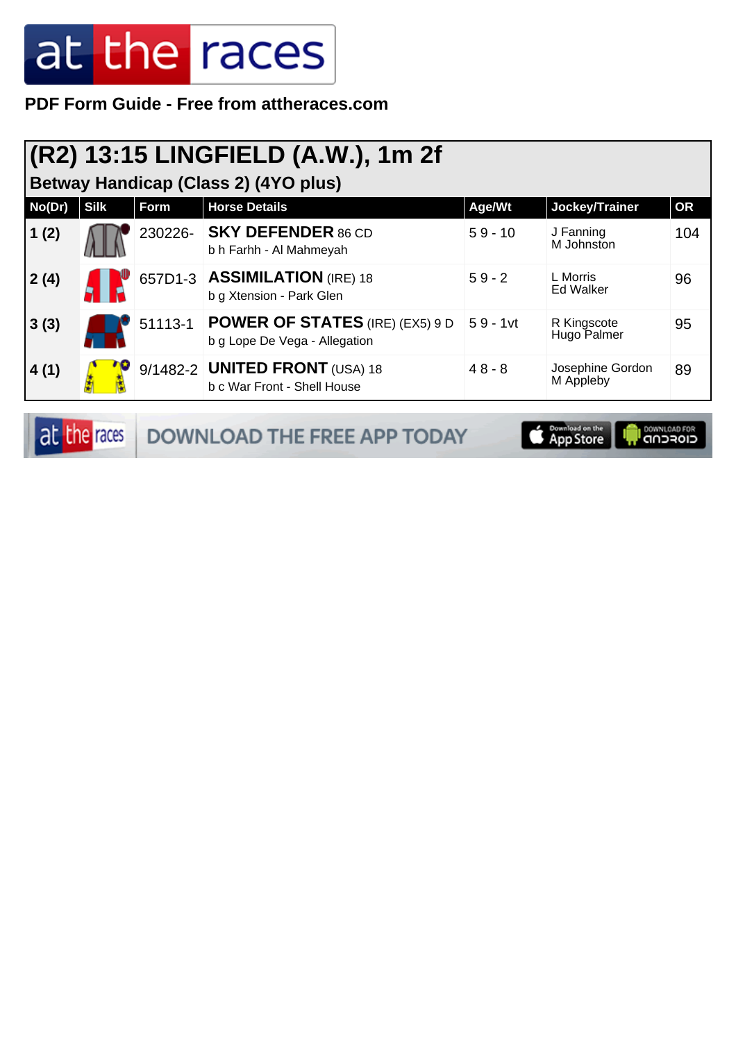PDF Form Guide - Free from attheraces.com

## (R2) 13:15 LINGFIELD (A.W.), 1m 2f

### Betway Handicap (Class 2) (4YO plus)

| No(Dr) | Silk | Form | Horse Details | Age/Wt | Jockey/Trainer | OR |
|---|---|---|---|---|---|---|
| 1 (2) | | 230226- | **SKY DEFENDER** 86 CD<br>b h Farhh - Al Mahmeyah | 5 9 - 10 | J Fanning<br>M Johnston | 104 |
| 2 (4) | | 657D1-3 | **ASSIMILATION** (IRE) 18<br>b g Xtension - Park Glen | 5 9 - 2 | L Morris<br>Ed Walker | 96 |
| 3 (3) | | 51113-1 | **POWER OF STATES** (IRE) (EX5) 9 D<br>b g Lope De Vega - Allegation | 5 9 - 1vt | R Kingscote<br>Hugo Palmer | 95 |
| 4 (1) | | 9/1482-2 | **UNITED FRONT** (USA) 18<br>b c War Front - Shell House | 4 8 - 8 | Josephine Gordon<br>M Appleby | 89 |

DOWNLOAD THE FREE APP TODAY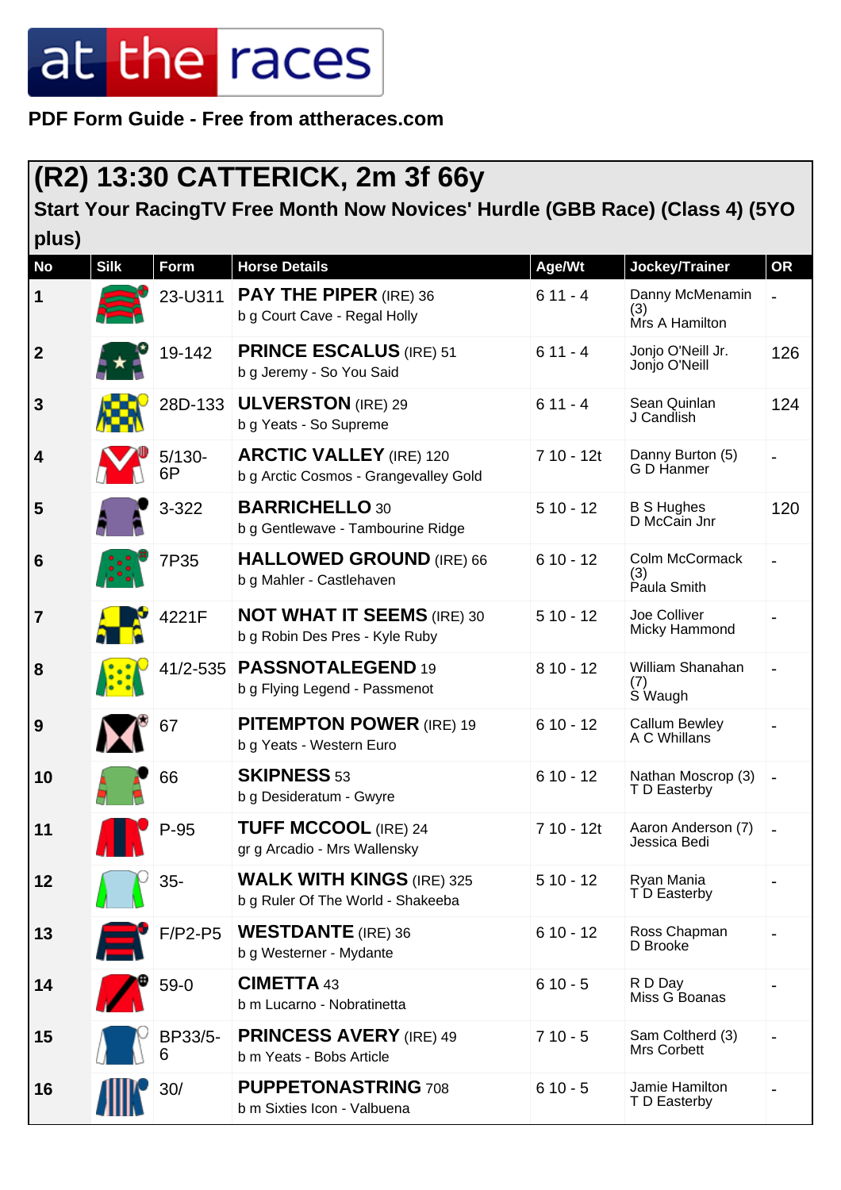at the races

**PDF Form Guide - Free from attheraces.com**

## (R2) 13:30 CATTERICK, 2m 3f 66y

### Start Your RacingTV Free Month Now Novices' Hurdle (GBB Race) (Class 4) (5YO plus)

| No | Silk | Form | Horse Details | Age/Wt | Jockey/Trainer | OR |
|---|---|---|---|---|---|---|
| 1 | | 23-U311 | **PAY THE PIPER** (IRE) 36<br>b g Court Cave - Regal Holly | 6 11 - 4 | Danny McMenamin (3)<br>Mrs A Hamilton | - |
| 2 | | 19-142 | **PRINCE ESCALUS** (IRE) 51<br>b g Jeremy - So You Said | 6 11 - 4 | Jonjo O'Neill Jr.<br>Jonjo O'Neill | 126 |
| 3 | | 28D-133 | **ULVERSTON** (IRE) 29<br>b g Yeats - So Supreme | 6 11 - 4 | Sean Quinlan<br>J Candlish | 124 |
| 4 | | 5/130-6P | **ARCTIC VALLEY** (IRE) 120<br>b g Arctic Cosmos - Grangevalley Gold | 7 10 - 12t | Danny Burton (5)<br>G D Hanmer | - |
| 5 | | 3-322 | **BARRICHELLO** 30<br>b g Gentlewave - Tambourine Ridge | 5 10 - 12 | B S Hughes<br>D McCain Jnr | 120 |
| 6 | | 7P35 | **HALLOWED GROUND** (IRE) 66<br>b g Mahler - Castlehaven | 6 10 - 12 | Colm McCormack (3)<br>Paula Smith | - |
| 7 | | 4221F | **NOT WHAT IT SEEMS** (IRE) 30<br>b g Robin Des Pres - Kyle Ruby | 5 10 - 12 | Joe Colliver<br>Micky Hammond | - |
| 8 | | 41/2-535 | **PASSNOTALEGEND** 19<br>b g Flying Legend - Passmenot | 8 10 - 12 | William Shanahan (7)<br>S Waugh | - |
| 9 | | 67 | **PITEMPTON POWER** (IRE) 19<br>b g Yeats - Western Euro | 6 10 - 12 | Callum Bewley<br>A C Whillans | - |
| 10 | | 66 | **SKIPNESS** 53<br>b g Desideratum - Gwyre | 6 10 - 12 | Nathan Moscrop (3)<br>T D Easterby | - |
| 11 | | P-95 | **TUFF MCCOOL** (IRE) 24<br>gr g Arcadio - Mrs Wallensky | 7 10 - 12t | Aaron Anderson (7)<br>Jessica Bedi | - |
| 12 | | 35- | **WALK WITH KINGS** (IRE) 325<br>b g Ruler Of The World - Shakeeba | 5 10 - 12 | Ryan Mania<br>T D Easterby | - |
| 13 | | F/P2-P5 | **WESTDANTE** (IRE) 36<br>b g Westerner - Mydante | 6 10 - 12 | Ross Chapman<br>D Brooke | - |
| 14 | | 59-0 | **CIMETTA** 43<br>b m Lucarno - Nobratinetta | 6 10 - 5 | R D Day<br>Miss G Boanas | - |
| 15 | | BP33/5-6 | **PRINCESS AVERY** (IRE) 49<br>b m Yeats - Bobs Article | 7 10 - 5 | Sam Coltherd (3)<br>Mrs Corbett | - |
| 16 | | 30/ | **PUPPETONASTRING** 708<br>b m Sixties Icon - Valbuena | 6 10 - 5 | Jamie Hamilton<br>T D Easterby | - |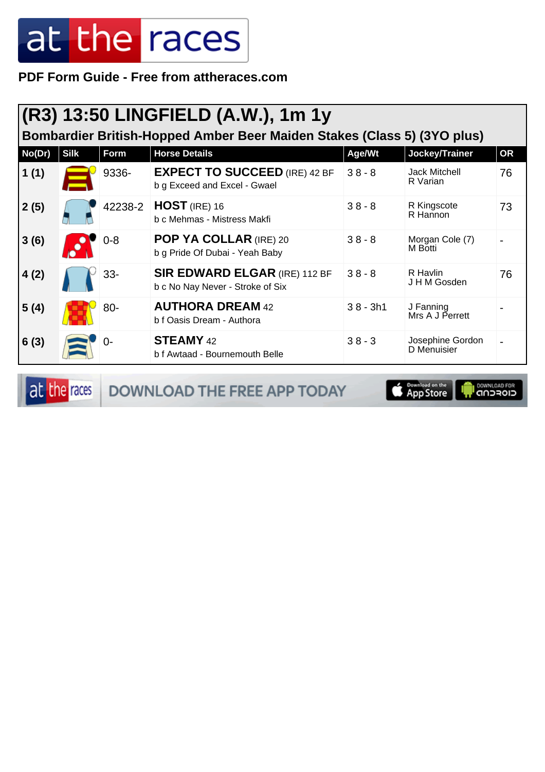# at the races

**PDF Form Guide - Free from attheraces.com**

## (R3) 13:50 LINGFIELD (A.W.), 1m 1y

**Bombardier British-Hopped Amber Beer Maiden Stakes (Class 5) (3YO plus)**

| No(Dr) | Silk | Form | Horse Details | Age/Wt | Jockey/Trainer | OR |
|---|---|---|---|---|---|---|
| **1 (1)** | | 9336- | **EXPECT TO SUCCEED** (IRE) 42 BF<br>b g Exceed and Excel - Gwael | 3 8 - 8 | Jack Mitchell<br>R Varian | 76 |
| **2 (5)** | | 42238-2 | **HOST** (IRE) 16<br>b c Mehmas - Mistress Makfi | 3 8 - 8 | R Kingscote<br>R Hannon | 73 |
| **3 (6)** | | 0-8 | **POP YA COLLAR** (IRE) 20<br>b g Pride Of Dubai - Yeah Baby | 3 8 - 8 | Morgan Cole (7)<br>M Botti | - |
| **4 (2)** | | 33- | **SIR EDWARD ELGAR** (IRE) 112 BF<br>b c No Nay Never - Stroke of Six | 3 8 - 8 | R Havlin<br>J H M Gosden | 76 |
| **5 (4)** | | 80- | **AUTHORA DREAM** 42<br>b f Oasis Dream - Authora | 3 8 - 3h1 | J Fanning<br>Mrs A J Perrett | - |
| **6 (3)** | | 0- | **STEAMY** 42<br>b f Awtaad - Bournemouth Belle | 3 8 - 3 | Josephine Gordon<br>D Menuisier | - |

DOWNLOAD THE FREE APP TODAY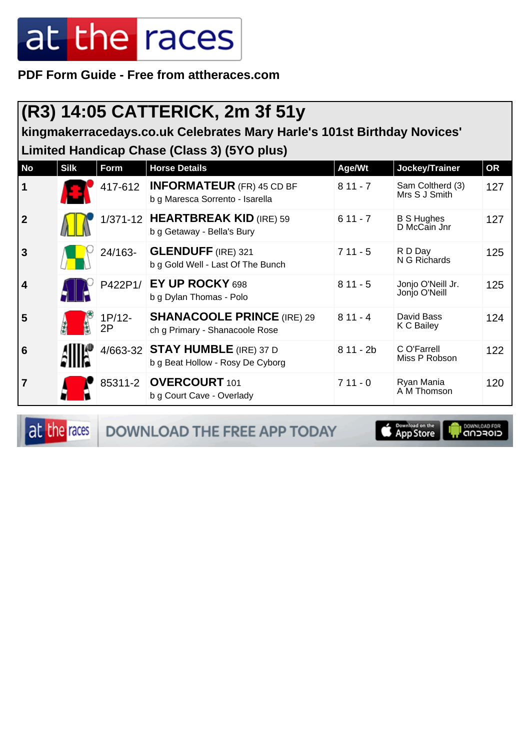at the races

**PDF Form Guide - Free from attheraces.com**

# (R3) 14:05 CATTERICK, 2m 3f 51y

**kingmakerracedays.co.uk Celebrates Mary Harle's 101st Birthday Novices' Limited Handicap Chase (Class 3) (5YO plus)**

| No | Silk | Form | Horse Details | Age/Wt | Jockey/Trainer | OR |
|---|---|---|---|---|---|---|
| 1 | | 417-612 | **INFORMATEUR** (FR) 45 CD BF<br>b g Maresca Sorrento - Isarella | 8 11 - 7 | Sam Coltherd (3)<br>Mrs S J Smith | 127 |
| 2 | | 1/371-12 | **HEARTBREAK KID** (IRE) 59<br>b g Getaway - Bella's Bury | 6 11 - 7 | B S Hughes<br>D McCain Jnr | 127 |
| 3 | | 24/163- | **GLENDUFF** (IRE) 321<br>b g Gold Well - Last Of The Bunch | 7 11 - 5 | R D Day<br>N G Richards | 125 |
| 4 | | P422P1/ | **EY UP ROCKY** 698<br>b g Dylan Thomas - Polo | 8 11 - 5 | Jonjo O'Neill Jr.<br>Jonjo O'Neill | 125 |
| 5 | | 1P/12-2P | **SHANACOOLE PRINCE** (IRE) 29<br>ch g Primary - Shanacoole Rose | 8 11 - 4 | David Bass<br>K C Bailey | 124 |
| 6 | | 4/663-32 | **STAY HUMBLE** (IRE) 37 D<br>b g Beat Hollow - Rosy De Cyborg | 8 11 - 2b | C O'Farrell<br>Miss P Robson | 122 |
| 7 | | 85311-2 | **OVERCOURT** 101<br>b g Court Cave - Overlady | 7 11 - 0 | Ryan Mania<br>A M Thomson | 120 |

DOWNLOAD THE FREE APP TODAY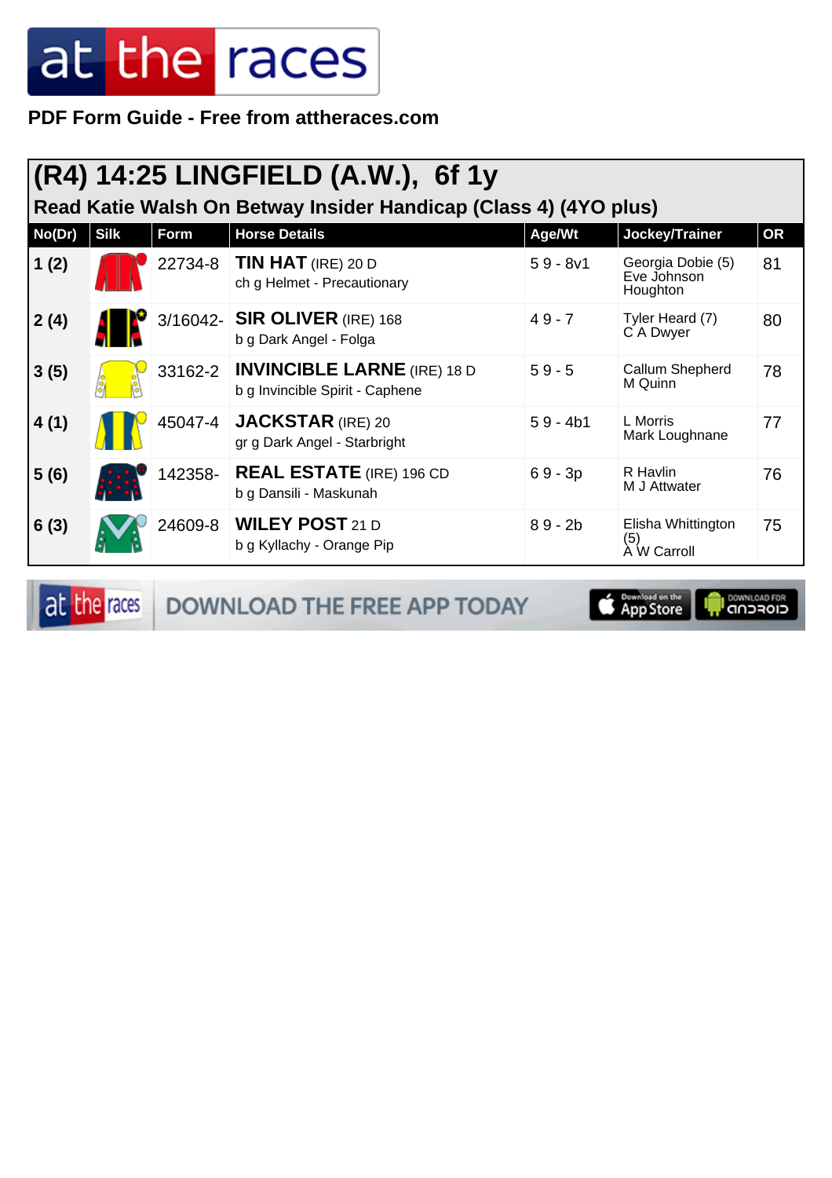# at the races

**PDF Form Guide - Free from attheraces.com**

## (R4) 14:25 LINGFIELD (A.W.), 6f 1y

### Read Katie Walsh On Betway Insider Handicap (Class 4) (4YO plus)

| No(Dr) | Silk | Form | Horse Details | Age/Wt | Jockey/Trainer | OR |
|---|---|---|---|---|---|---|
| 1 (2) | | 22734-8 | **TIN HAT** (IRE) 20 D<br>ch g Helmet - Precautionary | 5 9 - 8v1 | Georgia Dobie (5)<br>Eve Johnson Houghton | 81 |
| 2 (4) | | 3/16042- | **SIR OLIVER** (IRE) 168<br>b g Dark Angel - Folga | 4 9 - 7 | Tyler Heard (7)<br>C A Dwyer | 80 |
| 3 (5) | | 33162-2 | **INVINCIBLE LARNE** (IRE) 18 D<br>b g Invincible Spirit - Caphene | 5 9 - 5 | Callum Shepherd<br>M Quinn | 78 |
| 4 (1) | | 45047-4 | **JACKSTAR** (IRE) 20<br>gr g Dark Angel - Starbright | 5 9 - 4b1 | L Morris<br>Mark Loughnane | 77 |
| 5 (6) | | 142358- | **REAL ESTATE** (IRE) 196 CD<br>b g Dansili - Maskunah | 6 9 - 3p | R Havlin<br>M J Attwater | 76 |
| 6 (3) | | 24609-8 | **WILEY POST** 21 D<br>b g Kyllachy - Orange Pip | 8 9 - 2b | Elisha Whittington (5)<br>A W Carroll | 75 |

at the races DOWNLOAD THE FREE APP TODAY — Download on the App Store — DOWNLOAD FOR ANDROID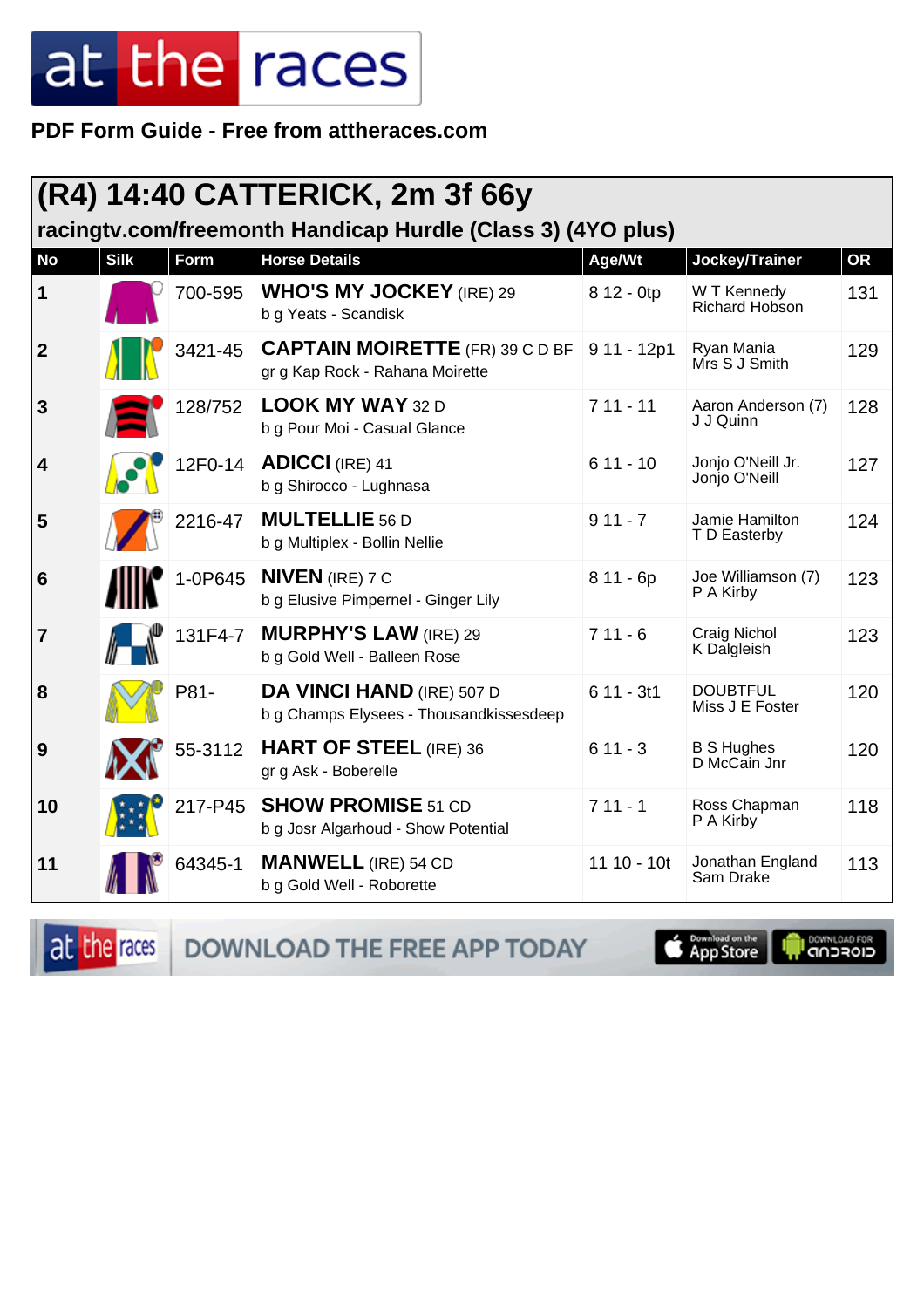at the races

**PDF Form Guide - Free from attheraces.com**

## (R4) 14:40 CATTERICK, 2m 3f 66y

### racingtv.com/freemonth Handicap Hurdle (Class 3) (4YO plus)

| No | Silk | Form | Horse Details | Age/Wt | Jockey/Trainer | OR |
|---|---|---|---|---|---|---|
| 1 | | 700-595 | **WHO'S MY JOCKEY** (IRE) 29<br>b g Yeats - Scandisk | 8 12 - 0tp | W T Kennedy<br>Richard Hobson | 131 |
| 2 | | 3421-45 | **CAPTAIN MOIRETTE** (FR) 39 C D BF<br>gr g Kap Rock - Rahana Moirette | 9 11 - 12p1 | Ryan Mania<br>Mrs S J Smith | 129 |
| 3 | | 128/752 | **LOOK MY WAY** 32 D<br>b g Pour Moi - Casual Glance | 7 11 - 11 | Aaron Anderson (7)<br>J J Quinn | 128 |
| 4 | | 12F0-14 | **ADICCI** (IRE) 41<br>b g Shirocco - Lughnasa | 6 11 - 10 | Jonjo O'Neill Jr.<br>Jonjo O'Neill | 127 |
| 5 | | 2216-47 | **MULTELLIE** 56 D<br>b g Multiplex - Bollin Nellie | 9 11 - 7 | Jamie Hamilton<br>T D Easterby | 124 |
| 6 | | 1-0P645 | **NIVEN** (IRE) 7 C<br>b g Elusive Pimpernel - Ginger Lily | 8 11 - 6p | Joe Williamson (7)<br>P A Kirby | 123 |
| 7 | | 131F4-7 | **MURPHY'S LAW** (IRE) 29<br>b g Gold Well - Balleen Rose | 7 11 - 6 | Craig Nichol<br>K Dalgleish | 123 |
| 8 | | P81- | **DA VINCI HAND** (IRE) 507 D<br>b g Champs Elysees - Thousandkissesdeep | 6 11 - 3t1 | DOUBTFUL<br>Miss J E Foster | 120 |
| 9 | | 55-3112 | **HART OF STEEL** (IRE) 36<br>gr g Ask - Boberelle | 6 11 - 3 | B S Hughes<br>D McCain Jnr | 120 |
| 10 | | 217-P45 | **SHOW PROMISE** 51 CD<br>b g Josr Algarhoud - Show Potential | 7 11 - 1 | Ross Chapman<br>P A Kirby | 118 |
| 11 | | 64345-1 | **MANWELL** (IRE) 54 CD<br>b g Gold Well - Roborette | 11 10 - 10t | Jonathan England<br>Sam Drake | 113 |

DOWNLOAD THE FREE APP TODAY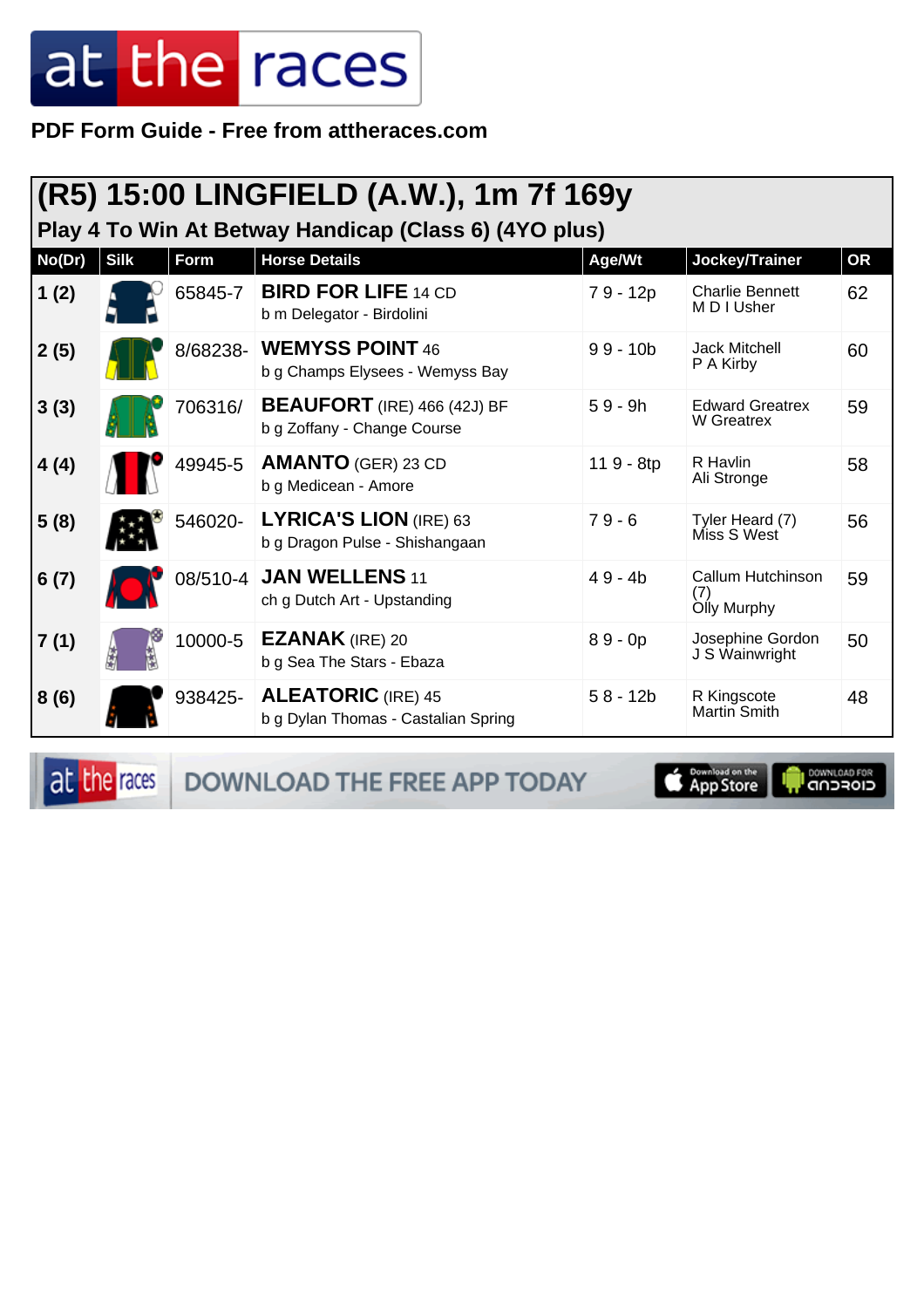# at the races

**PDF Form Guide - Free from attheraces.com**

## (R5) 15:00 LINGFIELD (A.W.), 1m 7f 169y

### Play 4 To Win At Betway Handicap (Class 6) (4YO plus)

| No(Dr) | Silk | Form | Horse Details | Age/Wt | Jockey/Trainer | OR |
|---|---|---|---|---|---|---|
| 1 (2) | | 65845-7 | **BIRD FOR LIFE** 14 CD<br>b m Delegator - Birdolini | 7 9 - 12p | Charlie Bennett<br>M D I Usher | 62 |
| 2 (5) | | 8/68238- | **WEMYSS POINT** 46<br>b g Champs Elysees - Wemyss Bay | 9 9 - 10b | Jack Mitchell<br>P A Kirby | 60 |
| 3 (3) | | 706316/ | **BEAUFORT** (IRE) 466 (42J) BF<br>b g Zoffany - Change Course | 5 9 - 9h | Edward Greatrex<br>W Greatrex | 59 |
| 4 (4) | | 49945-5 | **AMANTO** (GER) 23 CD<br>b g Medicean - Amore | 11 9 - 8tp | R Havlin<br>Ali Stronge | 58 |
| 5 (8) | | 546020- | **LYRICA'S LION** (IRE) 63<br>b g Dragon Pulse - Shishangaan | 7 9 - 6 | Tyler Heard (7)<br>Miss S West | 56 |
| 6 (7) | | 08/510-4 | **JAN WELLENS** 11<br>ch g Dutch Art - Upstanding | 4 9 - 4b | Callum Hutchinson (7)<br>Olly Murphy | 59 |
| 7 (1) | | 10000-5 | **EZANAK** (IRE) 20<br>b g Sea The Stars - Ebaza | 8 9 - 0p | Josephine Gordon<br>J S Wainwright | 50 |
| 8 (6) | | 938425- | **ALEATORIC** (IRE) 45<br>b g Dylan Thomas - Castalian Spring | 5 8 - 12b | R Kingscote<br>Martin Smith | 48 |

at the races DOWNLOAD THE FREE APP TODAY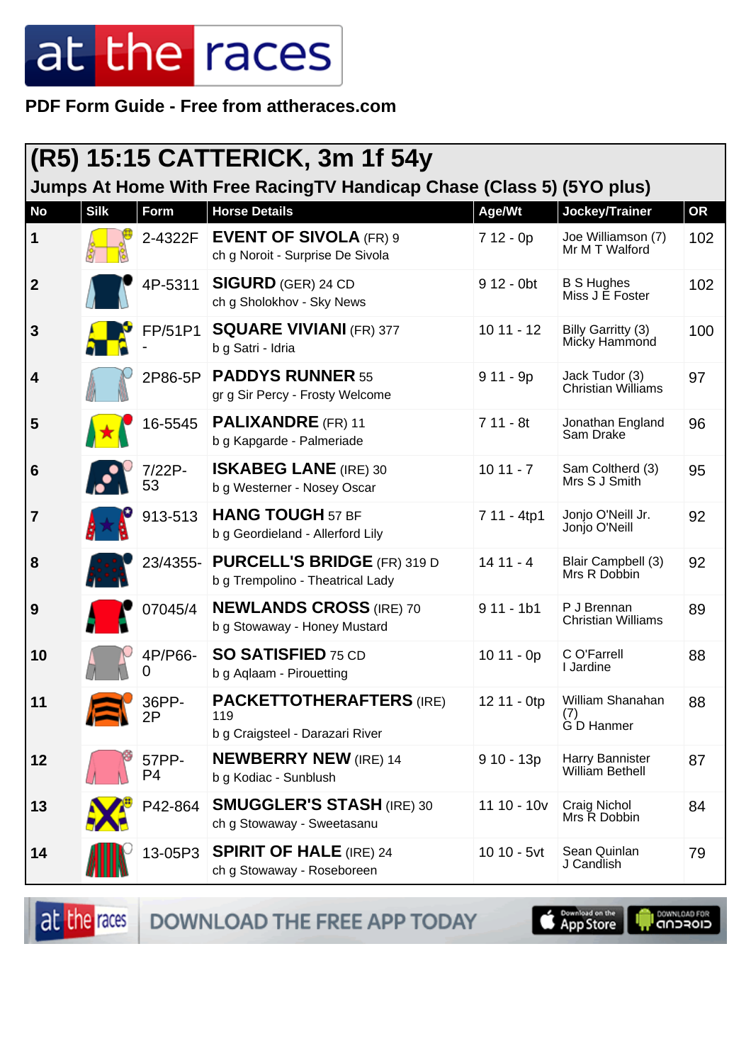PDF Form Guide - Free from attheraces.com

## (R5) 15:15 CATTERICK, 3m 1f 54y

### Jumps At Home With Free RacingTV Handicap Chase (Class 5) (5YO plus)

| No | Silk | Form | Horse Details | Age/Wt | Jockey/Trainer | OR |
|---|---|---|---|---|---|---|
| 1 | | 2-4322F | **EVENT OF SIVOLA** (FR) 9<br>ch g Noroit - Surprise De Sivola | 7 12 - 0p | Joe Williamson (7)<br>Mr M T Walford | 102 |
| 2 | | 4P-5311 | **SIGURD** (GER) 24 CD<br>ch g Sholokhov - Sky News | 9 12 - 0bt | B S Hughes<br>Miss J E Foster | 102 |
| 3 | | FP/51P1- | **SQUARE VIVIANI** (FR) 377<br>b g Satri - Idria | 10 11 - 12 | Billy Garritty (3)<br>Micky Hammond | 100 |
| 4 | | 2P86-5P | **PADDYS RUNNER** 55<br>gr g Sir Percy - Frosty Welcome | 9 11 - 9p | Jack Tudor (3)<br>Christian Williams | 97 |
| 5 | | 16-5545 | **PALIXANDRE** (FR) 11<br>b g Kapgarde - Palmeriade | 7 11 - 8t | Jonathan England<br>Sam Drake | 96 |
| 6 | | 7/22P-53 | **ISKABEG LANE** (IRE) 30<br>b g Westerner - Nosey Oscar | 10 11 - 7 | Sam Coltherd (3)<br>Mrs S J Smith | 95 |
| 7 | | 913-513 | **HANG TOUGH** 57 BF<br>b g Geordieland - Allerford Lily | 7 11 - 4tp1 | Jonjo O'Neill Jr.<br>Jonjo O'Neill | 92 |
| 8 | | 23/4355- | **PURCELL'S BRIDGE** (FR) 319 D<br>b g Trempolino - Theatrical Lady | 14 11 - 4 | Blair Campbell (3)<br>Mrs R Dobbin | 92 |
| 9 | | 07045/4 | **NEWLANDS CROSS** (IRE) 70<br>b g Stowaway - Honey Mustard | 9 11 - 1b1 | P J Brennan<br>Christian Williams | 89 |
| 10 | | 4P/P66-0 | **SO SATISFIED** 75 CD<br>b g Aqlaam - Pirouetting | 10 11 - 0p | C O'Farrell<br>I Jardine | 88 |
| 11 | | 36PP-2P | **PACKETTOTHERAFTERS** (IRE) 119<br>b g Craigsteel - Darazari River | 12 11 - 0tp | William Shanahan (7)<br>G D Hanmer | 88 |
| 12 | | 57PP-P4 | **NEWBERRY NEW** (IRE) 14<br>b g Kodiac - Sunblush | 9 10 - 13p | Harry Bannister<br>William Bethell | 87 |
| 13 | | P42-864 | **SMUGGLER'S STASH** (IRE) 30<br>ch g Stowaway - Sweetasanu | 11 10 - 10v | Craig Nichol<br>Mrs R Dobbin | 84 |
| 14 | | 13-05P3 | **SPIRIT OF HALE** (IRE) 24<br>ch g Stowaway - Roseboreen | 10 10 - 5vt | Sean Quinlan<br>J Candlish | 79 |

DOWNLOAD THE FREE APP TODAY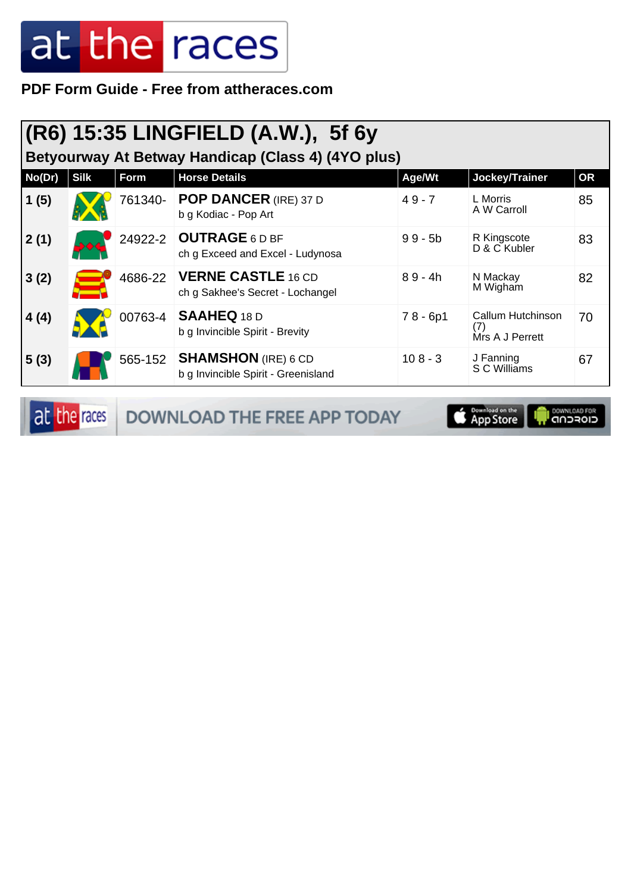PDF Form Guide - Free from attheraces.com

## (R6) 15:35 LINGFIELD (A.W.), 5f 6y

### Betyourway At Betway Handicap (Class 4) (4YO plus)

| No(Dr) | Silk | Form | Horse Details | Age/Wt | Jockey/Trainer | OR |
|---|---|---|---|---|---|---|
| 1 (5) | | 761340- | **POP DANCER** (IRE) 37 D<br>b g Kodiac - Pop Art | 4 9 - 7 | L Morris<br>A W Carroll | 85 |
| 2 (1) | | 24922-2 | **OUTRAGE** 6 D BF<br>ch g Exceed and Excel - Ludynosa | 9 9 - 5b | R Kingscote<br>D & C Kubler | 83 |
| 3 (2) | | 4686-22 | **VERNE CASTLE** 16 CD<br>ch g Sakhee's Secret - Lochangel | 8 9 - 4h | N Mackay<br>M Wigham | 82 |
| 4 (4) | | 00763-4 | **SAAHEQ** 18 D<br>b g Invincible Spirit - Brevity | 7 8 - 6p1 | Callum Hutchinson (7)<br>Mrs A J Perrett | 70 |
| 5 (3) | | 565-152 | **SHAMSHON** (IRE) 6 CD<br>b g Invincible Spirit - Greensland | 10 8 - 3 | J Fanning<br>S C Williams | 67 |

DOWNLOAD THE FREE APP TODAY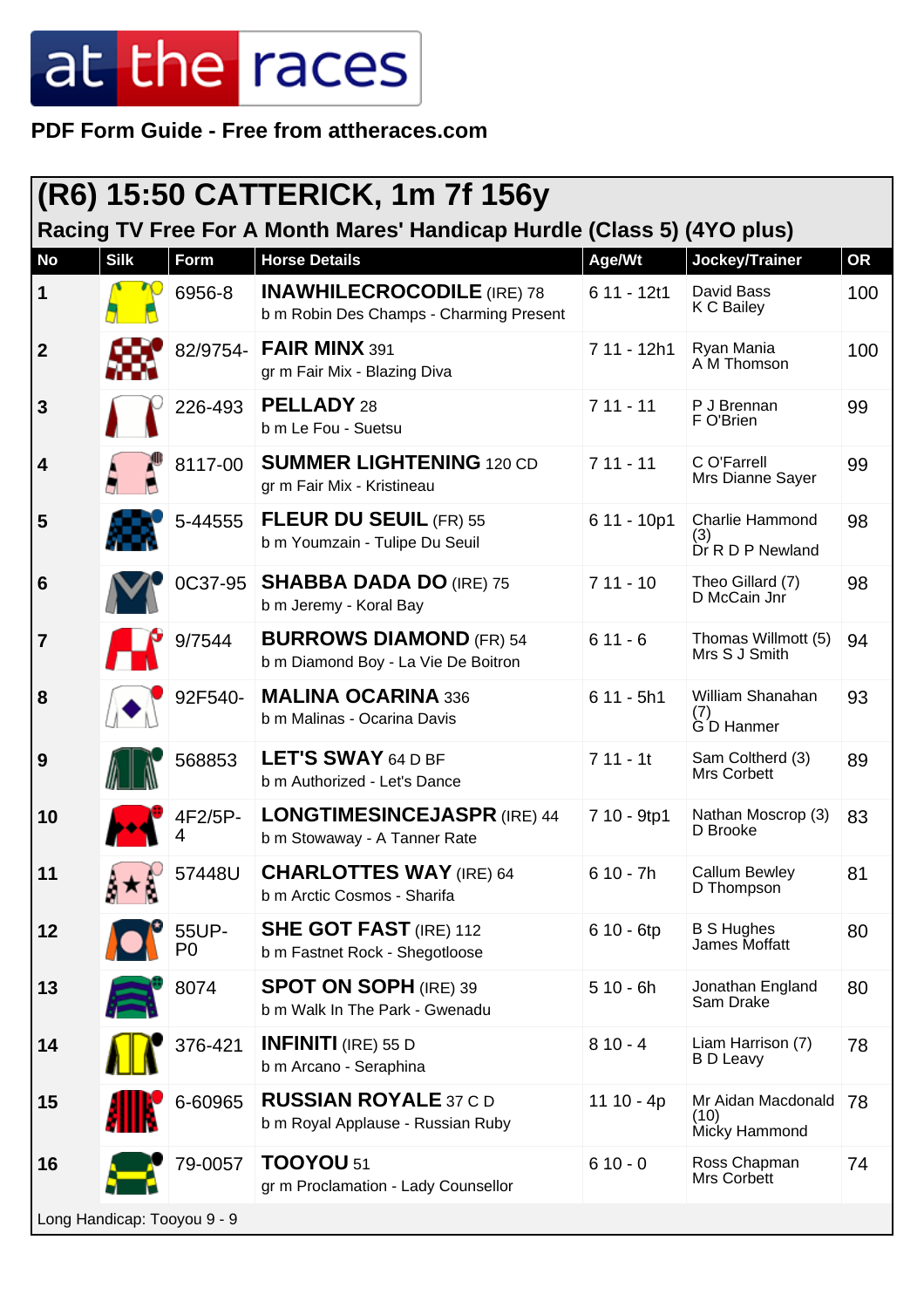PDF Form Guide - Free from attheraces.com

# (R6) 15:50 CATTERICK, 1m 7f 156y

## Racing TV Free For A Month Mares' Handicap Hurdle (Class 5) (4YO plus)

| No | Silk | Form | Horse Details | Age/Wt | Jockey/Trainer | OR |
|---|---|---|---|---|---|---|
| 1 | | 6956-8 | **INAWHILECROCODILE** (IRE) 78<br>b m Robin Des Champs - Charming Present | 6 11 - 12t1 | David Bass<br>K C Bailey | 100 |
| 2 | | 82/9754- | **FAIR MINX** 391<br>gr m Fair Mix - Blazing Diva | 7 11 - 12h1 | Ryan Mania<br>A M Thomson | 100 |
| 3 | | 226-493 | **PELLADY** 28<br>b m Le Fou - Suetsu | 7 11 - 11 | P J Brennan<br>F O'Brien | 99 |
| 4 | | 8117-00 | **SUMMER LIGHTENING** 120 CD<br>gr m Fair Mix - Kristineau | 7 11 - 11 | C O'Farrell<br>Mrs Dianne Sayer | 99 |
| 5 | | 5-44555 | **FLEUR DU SEUIL** (FR) 55<br>b m Youmzain - Tulipe Du Seuil | 6 11 - 10p1 | Charlie Hammond (3)<br>Dr R D P Newland | 98 |
| 6 | | 0C37-95 | **SHABBA DADA DO** (IRE) 75<br>b m Jeremy - Koral Bay | 7 11 - 10 | Theo Gillard (7)<br>D McCain Jnr | 98 |
| 7 | | 9/7544 | **BURROWS DIAMOND** (FR) 54<br>b m Diamond Boy - La Vie De Boitron | 6 11 - 6 | Thomas Willmott (5)<br>Mrs S J Smith | 94 |
| 8 | | 92F540- | **MALINA OCARINA** 336<br>b m Malinas - Ocarina Davis | 6 11 - 5h1 | William Shanahan (7)<br>G D Hanmer | 93 |
| 9 | | 568853 | **LET'S SWAY** 64 D BF<br>b m Authorized - Let's Dance | 7 11 - 1t | Sam Coltherd (3)<br>Mrs Corbett | 89 |
| 10 | | 4F2/5P-4 | **LONGTIMESINCEJASPR** (IRE) 44<br>b m Stowaway - A Tanner Rate | 7 10 - 9tp1 | Nathan Moscrop (3)<br>D Brooke | 83 |
| 11 | | 57448U | **CHARLOTTES WAY** (IRE) 64<br>b m Arctic Cosmos - Sharifa | 6 10 - 7h | Callum Bewley<br>D Thompson | 81 |
| 12 | | 55UP-P0 | **SHE GOT FAST** (IRE) 112<br>b m Fastnet Rock - Shegotloose | 6 10 - 6tp | B S Hughes<br>James Moffatt | 80 |
| 13 | | 8074 | **SPOT ON SOPH** (IRE) 39<br>b m Walk In The Park - Gwenadu | 5 10 - 6h | Jonathan England<br>Sam Drake | 80 |
| 14 | | 376-421 | **INFINITI** (IRE) 55 D<br>b m Arcano - Seraphina | 8 10 - 4 | Liam Harrison (7)<br>B D Leavy | 78 |
| 15 | | 6-60965 | **RUSSIAN ROYALE** 37 C D<br>b m Royal Applause - Russian Ruby | 11 10 - 4p | Mr Aidan Macdonald (10)<br>Micky Hammond | 78 |
| 16 | | 79-0057 | **TOOYOU** 51<br>gr m Proclamation - Lady Counsellor | 6 10 - 0 | Ross Chapman<br>Mrs Corbett | 74 |

Long Handicap: Tooyou 9 - 9